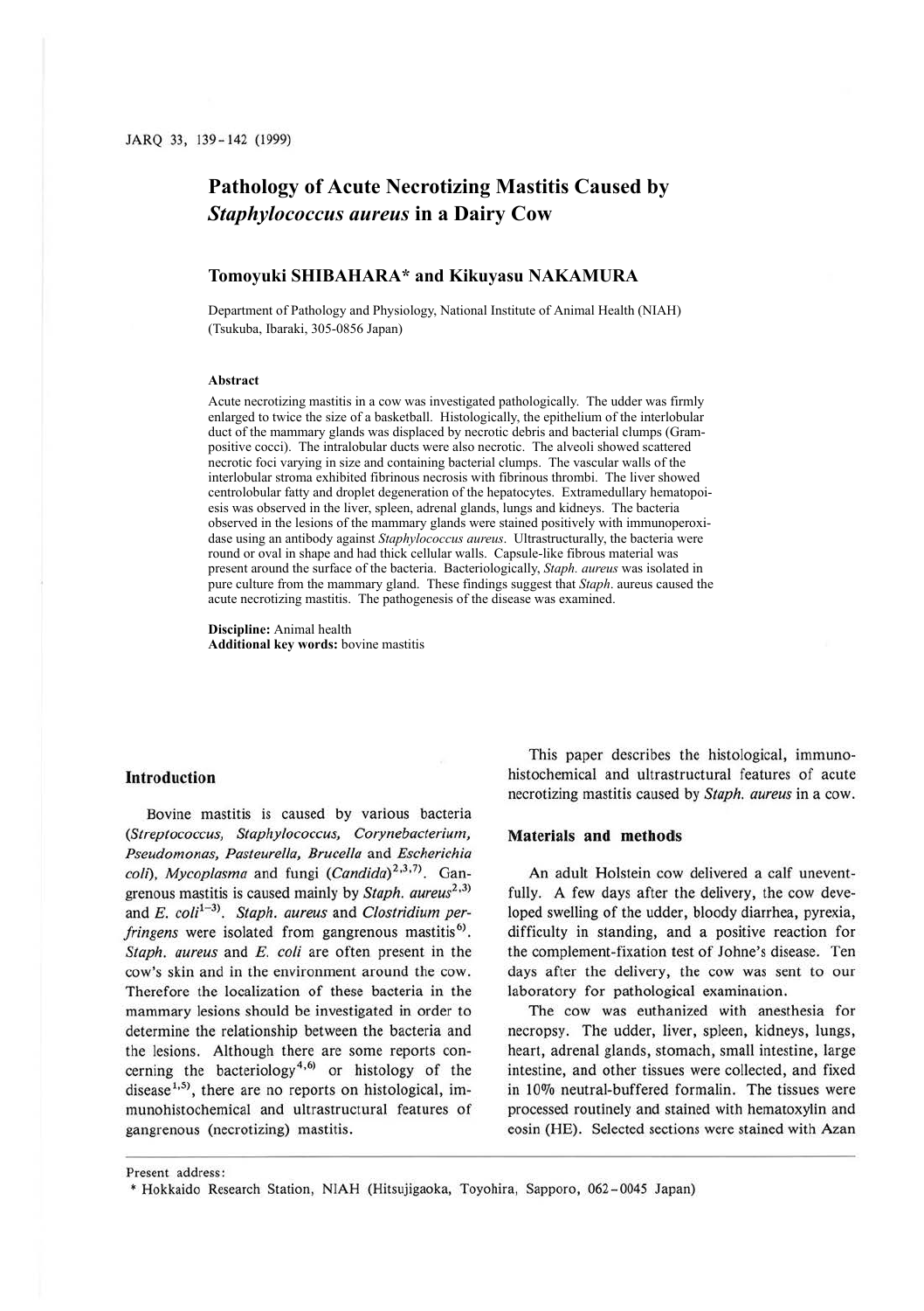# Pathology of Acute Necrotizing Mastitis Caused by *Staphylococcus aureus* in a Dairy Cow

**Tomoyuki SHIBAHARA\* and Kikuyasu NAKAMURA**

Department of Pathology and Physiology, National Institute of Animal Health (NIAH) (Tsukuba, Ibaraki, 305-0856 Japan)

### Abstract

Acute necrotizing mastitis in a cow was investigated pathologically. The udder was firmly enlarged to twice the size of a basketball. Histologically, the epithelium of the interlobular duct of the mammary glands was displaced by necrotic debris and bacterial clumps (Gram-positive cocci). The intralobular ducts were also necrotic. The alveoli showed scattered necrotic foci varying in size and containing bacterial clumps. The vascular walls of the interlobular stroma exhibited fibrinous necrosis with fibrinous thrombi. The liver showed centrolobular fatty and droplet degeneration of the hepatocytes. Extramedullary hematopoiesis was observed in the liver, spleen, adrenal glands, lungs and kidneys. The bacteria observed in the lesions of the mammary glands were stained positively with immunoperoxidase using an antibody against *Staphylococcus aureus*. Ultrastructurally, the bacteria were round or oval in shape and had thick cellular walls. Capsule-like fibrous material was present around the surface of the bacteria. Bacteriologically, *Staph. aureus* was isolated in pure culture from the mammary gland. These findings suggest that *Staph*. aureus caused the acute necrotizing mastitis. The pathogenesis of the disease was examined.

**Discipline:** Animal health
**Additional key words:** bovine mastitis

## Introduction

Bovine mastitis is caused by various bacteria (*Streptococcus, Staphylococcus, Corynebacterium, Pseudomonas, Pasteurella, Brucella* and *Escherichia coli*), *Mycoplasma* and fungi (*Candida*)[2,3,7]. Gangrenous mastitis is caused mainly by *Staph. aureus*[2,3] and *E. coli*[1–3]. *Staph. aureus* and *Clostridium perfringens* were isolated from gangrenous mastitis[6]. *Staph. aureus* and *E. coli* are often present in the cow's skin and in the environment around the cow. Therefore the localization of these bacteria in the mammary lesions should be investigated in order to determine the relationship between the bacteria and the lesions. Although there are some reports concerning the bacteriology[4,6] or histology of the disease[1,5], there are no reports on histological, immunohistochemical and ultrastructural features of gangrenous (necrotizing) mastitis.

This paper describes the histological, immunohistochemical and ultrastructural features of acute necrotizing mastitis caused by *Staph. aureus* in a cow.

## Materials and methods

An adult Holstein cow delivered a calf uneventfully. A few days after the delivery, the cow developed swelling of the udder, bloody diarrhea, pyrexia, difficulty in standing, and a positive reaction for the complement-fixation test of Johne's disease. Ten days after the delivery, the cow was sent to our laboratory for pathological examination.

The cow was euthanized with anesthesia for necropsy. The udder, liver, spleen, kidneys, lungs, heart, adrenal glands, stomach, small intestine, large intestine, and other tissues were collected, and fixed in 10% neutral-buffered formalin. The tissues were processed routinely and stained with hematoxylin and eosin (HE). Selected sections were stained with Azan

Present address:
\* Hokkaido Research Station, NIAH (Hitsujigaoka, Toyohira, Sapporo, 062-0045 Japan)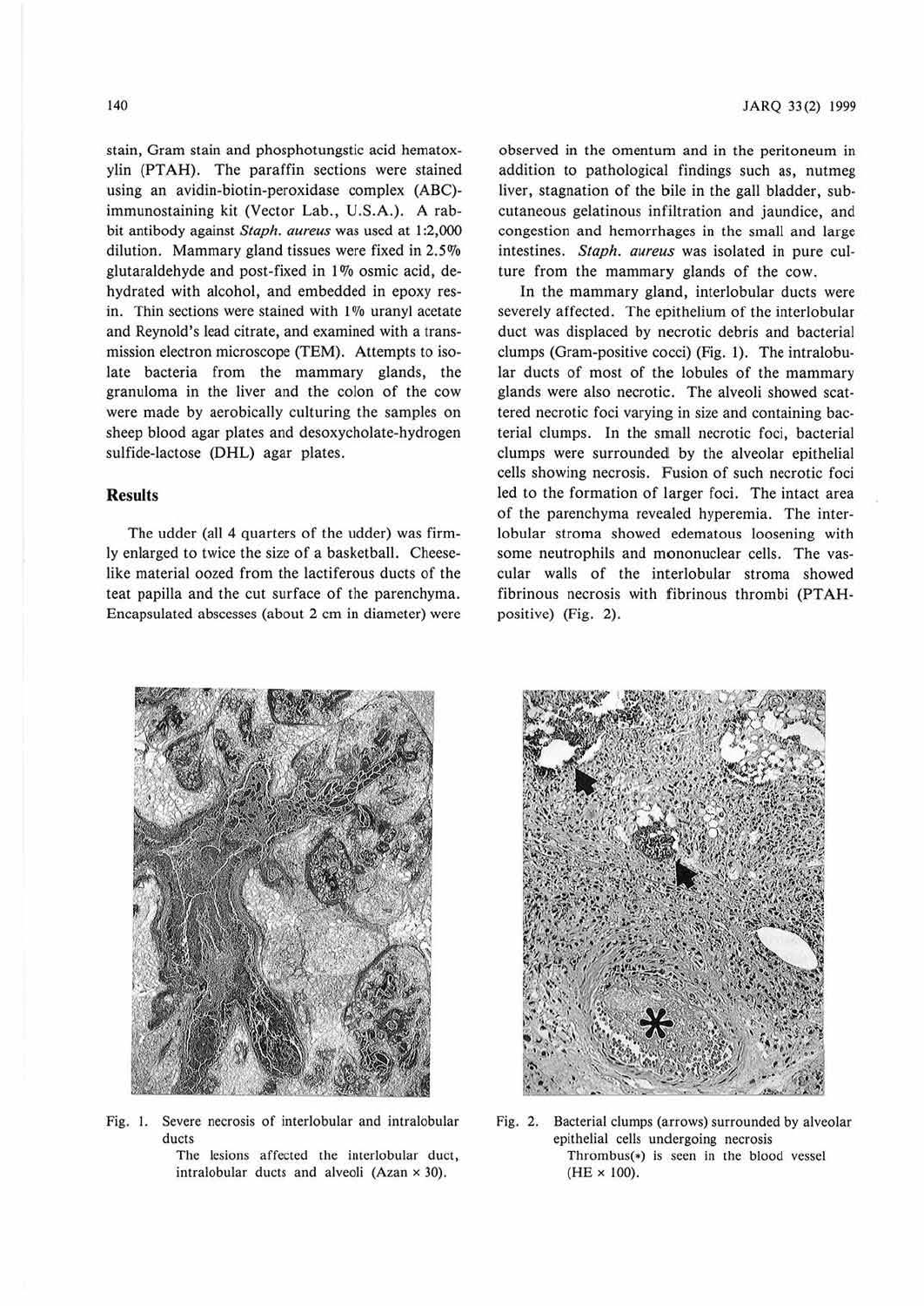stain, Gram stain and phosphotungstic acid hematoxylin (PTAH). The paraffin sections were stained using an avidin-biotin-peroxidase complex (ABC)-immunostaining kit (Vector Lab., U.S.A.). A rabbit antibody against *Staph. aureus* was used at 1:2,000 dilution. Mammary gland tissues were fixed in 2.5% glutaraldehyde and post-fixed in 1% osmic acid, dehydrated with alcohol, and embedded in epoxy resin. Thin sections were stained with 1% uranyl acetate and Reynold's lead citrate, and examined with a transmission electron microscope (TEM). Attempts to isolate bacteria from the mammary glands, the granuloma in the liver and the colon of the cow were made by aerobically culturing the samples on sheep blood agar plates and desoxycholate-hydrogen sulfide-lactose (DHL) agar plates.

## Results

The udder (all 4 quarters of the udder) was firmly enlarged to twice the size of a basketball. Cheese-like material oozed from the lactiferous ducts of the teat papilla and the cut surface of the parenchyma. Encapsulated abscesses (about 2 cm in diameter) were observed in the omentum and in the peritoneum in addition to pathological findings such as, nutmeg liver, stagnation of the bile in the gall bladder, subcutaneous gelatinous infiltration and jaundice, and congestion and hemorrhages in the small and large intestines. *Staph. aureus* was isolated in pure culture from the mammary glands of the cow.

In the mammary gland, interlobular ducts were severely affected. The epithelium of the interlobular duct was displaced by necrotic debris and bacterial clumps (Gram-positive cocci) (Fig. 1). The intralobular ducts of most of the lobules of the mammary glands were also necrotic. The alveoli showed scattered necrotic foci varying in size and containing bacterial clumps. In the small necrotic foci, bacterial clumps were surrounded by the alveolar epithelial cells showing necrosis. Fusion of such necrotic foci led to the formation of larger foci. The intact area of the parenchyma revealed hyperemia. The interlobular stroma showed edematous loosening with some neutrophils and mononuclear cells. The vascular walls of the interlobular stroma showed fibrinous necrosis with fibrinous thrombi (PTAH-positive) (Fig. 2).

Fig. 1. Severe necrosis of interlobular and intralobular ducts
The lesions affected the interlobular duct, intralobular ducts and alveoli (Azan × 30).

Fig. 2. Bacterial clumps (arrows) surrounded by alveolar epithelial cells undergoing necrosis
Thrombus(*) is seen in the blood vessel (HE × 100).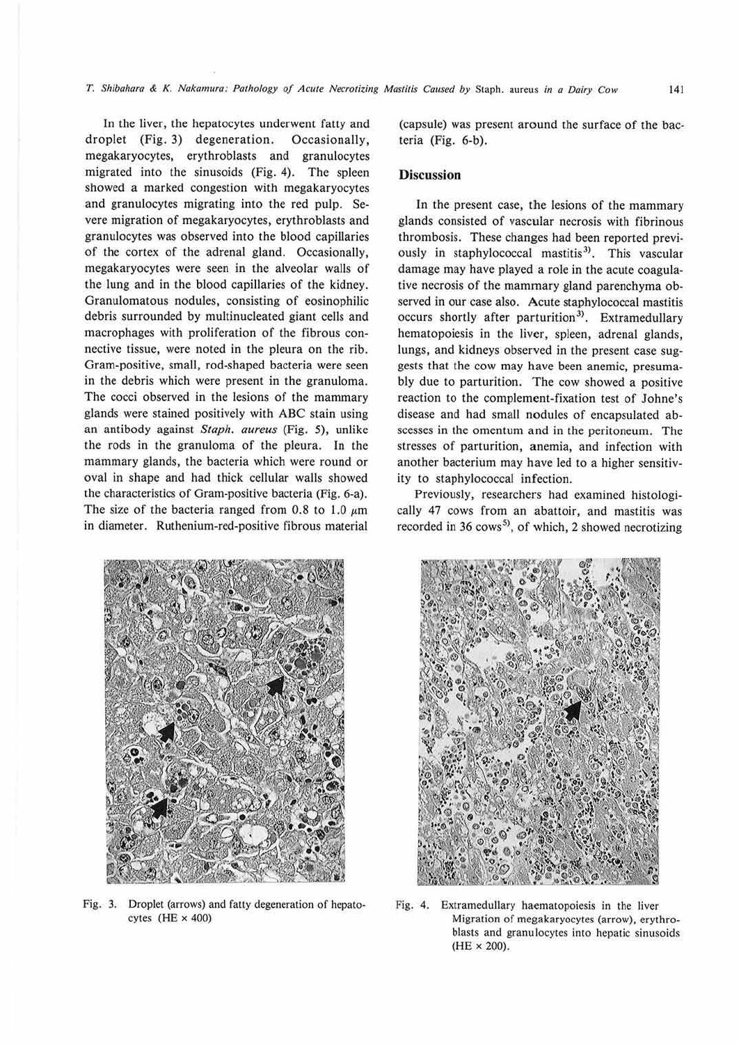In the liver, the hepatocytes underwent fatty and droplet (Fig. 3) degeneration. Occasionally, megakaryocytes, erythroblasts and granulocytes migrated into the sinusoids (Fig. 4). The spleen showed a marked congestion with megakaryocytes and granulocytes migrating into the red pulp. Severe migration of megakaryocytes, erythroblasts and granulocytes was observed into the blood capillaries of the cortex of the adrenal gland. Occasionally, megakaryocytes were seen in the alveolar walls of the lung and in the blood capillaries of the kidney. Granulomatous nodules, consisting of eosinophilic debris surrounded by multinucleated giant cells and macrophages with proliferation of the fibrous connective tissue, were noted in the pleura on the rib. Gram-positive, small, rod-shaped bacteria were seen in the debris which were present in the granuloma. The cocci observed in the lesions of the mammary glands were stained positively with ABC stain using an antibody against *Staph. aureus* (Fig. 5), unlike the rods in the granuloma of the pleura. In the mammary glands, the bacteria which were round or oval in shape and had thick cellular walls showed the characteristics of Gram-positive bacteria (Fig. 6-a). The size of the bacteria ranged from 0.8 to 1.0 $\mu$m in diameter. Ruthenium-red-positive fibrous material (capsule) was present around the surface of the bacteria (Fig. 6-b).

## Discussion

In the present case, the lesions of the mammary glands consisted of vascular necrosis with fibrinous thrombosis. These changes had been reported previously in staphylococcal mastitis[3]. This vascular damage may have played a role in the acute coagulative necrosis of the mammary gland parenchyma observed in our case also. Acute staphylococcal mastitis occurs shortly after parturition[3]. Extramedullary hematopoiesis in the liver, spleen, adrenal glands, lungs, and kidneys observed in the present case suggests that the cow may have been anemic, presumably due to parturition. The cow showed a positive reaction to the complement-fixation test of Johne's disease and had small nodules of encapsulated abscesses in the omentum and in the peritoneum. The stresses of parturition, anemia, and infection with another bacterium may have led to a higher sensitivity to staphylococcal infection.

Previously, researchers had examined histologically 47 cows from an abattoir, and mastitis was recorded in 36 cows[5], of which, 2 showed necrotizing

Fig. 3. Droplet (arrows) and fatty degeneration of hepatocytes (HE × 400)

Fig. 4. Extramedullary haematopoiesis in the liver Migration of megakaryocytes (arrow), erythroblasts and granulocytes into hepatic sinusoids (HE × 200).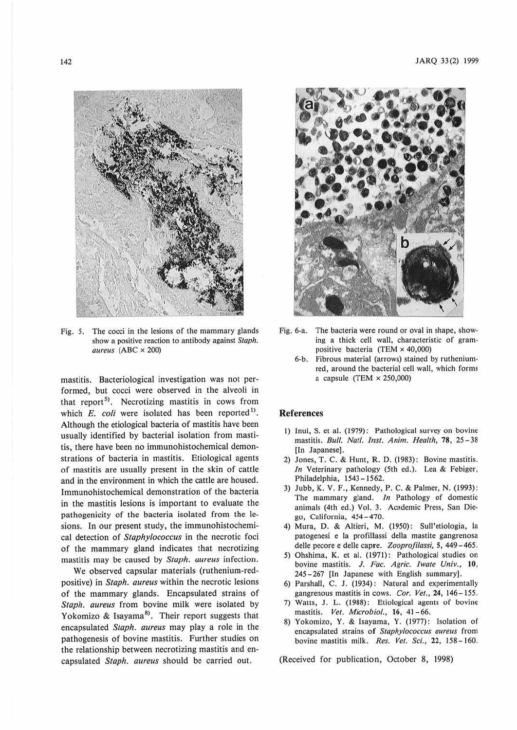Fig. 5. The cocci in the lesions of the mammary glands show a positive reaction to antibody against *Staph. aureus* (ABC × 200)

Fig. 6-a. The bacteria were round or oval in shape, showing a thick cell wall, characteristic of gram-positive bacteria (TEM × 40,000)

6-b. Fibrous material (arrows) stained by ruthenium-red, around the bacterial cell wall, which forms a capsule (TEM × 250,000)

mastitis. Bacteriological investigation was not performed, but cocci were observed in the alveoli in that report[5]. Necrotizing mastitis in cows from which *E. coli* were isolated has been reported[1]. Although the etiological bacteria of mastitis have been usually identified by bacterial isolation from mastitis, there have been no immunohistochemical demonstrations of bacteria in mastitis. Etiological agents of mastitis are usually present in the skin of cattle and in the environment in which the cattle are housed. Immunohistochemical demonstration of the bacteria in the mastitis lesions is important to evaluate the pathogenicity of the bacteria isolated from the lesions. In our present study, the immunohistochemical detection of *Staphylococcus* in the necrotic foci of the mammary gland indicates that necrotizing mastitis may be caused by *Staph. aureus* infection.

We observed capsular materials (ruthenium-red-positive) in *Staph. aureus* within the necrotic lesions of the mammary glands. Encapsulated strains of *Staph. aureus* from bovine milk were isolated by Yokomizo & Isayama[8]. Their report suggests that encapsulated *Staph. aureus* may play a role in the pathogenesis of bovine mastitis. Further studies on the relationship between necrotizing mastitis and encapsulated *Staph. aureus* should be carried out.

## References

1) Inui, S. et al. (1979): Pathological survey on bovine mastitis. *Bull. Natl. Inst. Anim. Health*, **78**, 25–38 [In Japanese].
2) Jones, T. C. & Hunt, R. D. (1983): Bovine mastitis. *In* Veterinary pathology (5th ed.). Lea & Febiger, Philadelphia, 1543–1562.
3) Jubb, K. V. F., Kennedy, P. C. & Palmer, N. (1993): The mammary gland. *In* Pathology of domestic animals (4th ed.) Vol. 3. Academic Press, San Diego, California, 454–470.
4) Mura, D. & Altieri, M. (1950): Sull'etiologia, la patogenesi e la profillassi della mastite gangrenosa delle pecore e delle capre. *Zooprofilassi*, **5**, 449–465.
5) Ohshima, K. et al. (1971): Pathological studies on bovine mastitis. *J. Fac. Agric. Iwate Univ.*, **10**, 245–267 [In Japanese with English summary].
6) Parshall, C. J. (1934): Natural and experimentally gangrenous mastitis in cows. *Cor. Vet.*, **24**, 146–155.
7) Watts, J. L. (1988): Etiological agents of bovine mastitis. *Vet. Microbiol.*, **16**, 41–66.
8) Yokomizo, Y. & Isayama, Y. (1977): Isolation of encapsulated strains of *Staphylococcus aureus* from bovine mastitis milk. *Res. Vet. Sci.*, **22**, 158–160.

(Received for publication, October 8, 1998)